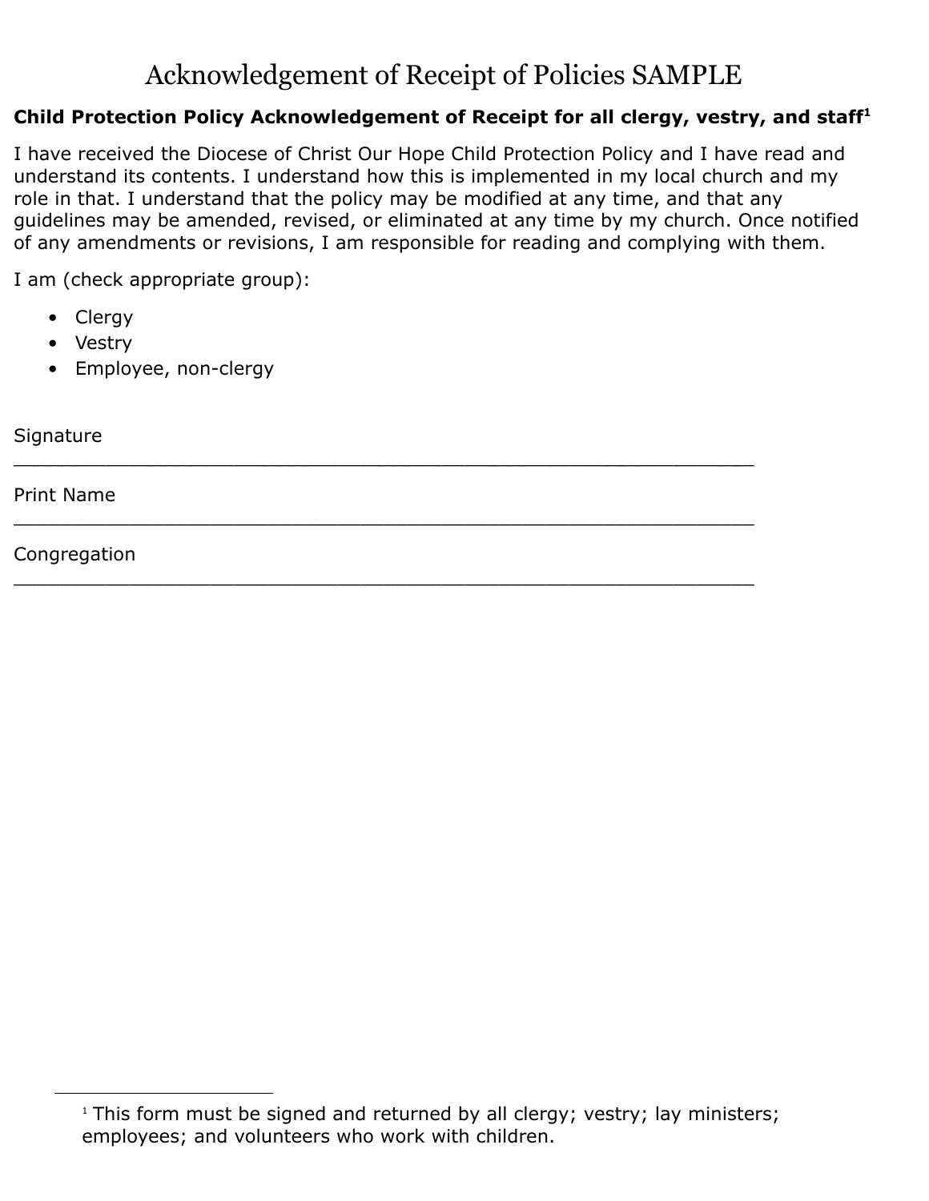# Acknowledgement of Receipt of Policies SAMPLE

**Child Protection Policy Acknowledgement of Receipt for all clergy, vestry, and staff[1]**

I have received the Diocese of Christ Our Hope Child Protection Policy and I have read and understand its contents. I understand how this is implemented in my local church and my role in that. I understand that the policy may be modified at any time, and that any guidelines may be amended, revised, or eliminated at any time by my church. Once notified of any amendments or revisions, I am responsible for reading and complying with them.

I am (check appropriate group):

- Clergy
- Vestry
- Employee, non-clergy

Signature
\_\_\_\_\_\_\_\_\_\_\_\_\_\_\_\_\_\_\_\_\_\_\_\_\_\_\_\_\_\_\_\_\_\_\_\_\_\_\_\_\_\_\_\_\_\_\_\_\_\_\_\_\_\_\_\_\_\_\_\_

Print Name
\_\_\_\_\_\_\_\_\_\_\_\_\_\_\_\_\_\_\_\_\_\_\_\_\_\_\_\_\_\_\_\_\_\_\_\_\_\_\_\_\_\_\_\_\_\_\_\_\_\_\_\_\_\_\_\_\_\_\_\_

Congregation
\_\_\_\_\_\_\_\_\_\_\_\_\_\_\_\_\_\_\_\_\_\_\_\_\_\_\_\_\_\_\_\_\_\_\_\_\_\_\_\_\_\_\_\_\_\_\_\_\_\_\_\_\_\_\_\_\_\_\_\_

---

[1] This form must be signed and returned by all clergy; vestry; lay ministers; employees; and volunteers who work with children.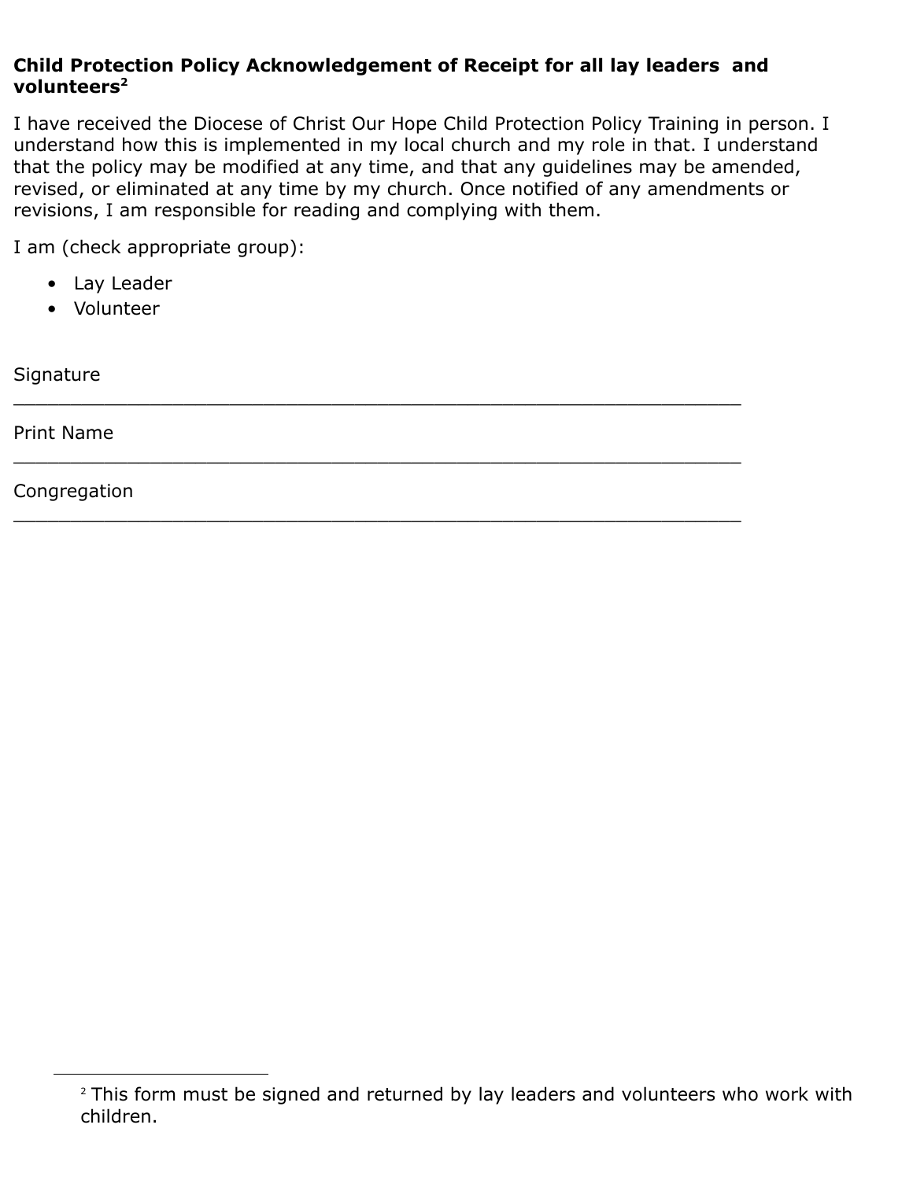**Child Protection Policy Acknowledgement of Receipt for all lay leaders and volunteers[2]**

I have received the Diocese of Christ Our Hope Child Protection Policy Training in person. I understand how this is implemented in my local church and my role in that. I understand that the policy may be modified at any time, and that any guidelines may be amended, revised, or eliminated at any time by my church. Once notified of any amendments or revisions, I am responsible for reading and complying with them.

I am (check appropriate group):

- Lay Leader
- Volunteer

Signature
_______________________________________________________________

Print Name
_______________________________________________________________

Congregation
_______________________________________________________________

[2] This form must be signed and returned by lay leaders and volunteers who work with children.